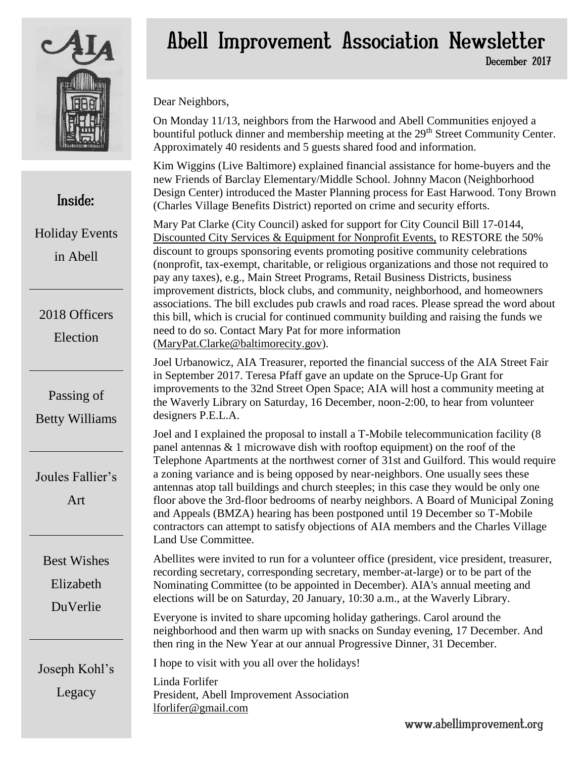# Abell Improvement Association Newsletter

December 2017

## Inside:

- Holiday Events in Abell
- 2018 Officers Election
- Passing of Betty Williams
- Joules Fallier's Art
- Best Wishes Elizabeth DuVerlie
- Joseph Kohl's Legacy

Dear Neighbors,

On Monday 11/13, neighbors from the Harwood and Abell Communities enjoyed a bountiful potluck dinner and membership meeting at the 29th Street Community Center. Approximately 40 residents and 5 guests shared food and information.

Kim Wiggins (Live Baltimore) explained financial assistance for home-buyers and the new Friends of Barclay Elementary/Middle School. Johnny Macon (Neighborhood Design Center) introduced the Master Planning process for East Harwood. Tony Brown (Charles Village Benefits District) reported on crime and security efforts.

Mary Pat Clarke (City Council) asked for support for City Council Bill 17-0144, Discounted City Services & Equipment for Nonprofit Events, to RESTORE the 50% discount to groups sponsoring events promoting positive community celebrations (nonprofit, tax-exempt, charitable, or religious organizations and those not required to pay any taxes), e.g., Main Street Programs, Retail Business Districts, business improvement districts, block clubs, and community, neighborhood, and homeowners associations. The bill excludes pub crawls and road races. Please spread the word about this bill, which is crucial for continued community building and raising the funds we need to do so. Contact Mary Pat for more information (MaryPat.Clarke@baltimorecity.gov).

Joel Urbanowicz, AIA Treasurer, reported the financial success of the AIA Street Fair in September 2017. Teresa Pfaff gave an update on the Spruce-Up Grant for improvements to the 32nd Street Open Space; AIA will host a community meeting at the Waverly Library on Saturday, 16 December, noon-2:00, to hear from volunteer designers P.E.L.A.

Joel and I explained the proposal to install a T-Mobile telecommunication facility (8 panel antennas & 1 microwave dish with rooftop equipment) on the roof of the Telephone Apartments at the northwest corner of 31st and Guilford. This would require a zoning variance and is being opposed by near-neighbors. One usually sees these antennas atop tall buildings and church steeples; in this case they would be only one floor above the 3rd-floor bedrooms of nearby neighbors. A Board of Municipal Zoning and Appeals (BMZA) hearing has been postponed until 19 December so T-Mobile contractors can attempt to satisfy objections of AIA members and the Charles Village Land Use Committee.

Abellites were invited to run for a volunteer office (president, vice president, treasurer, recording secretary, corresponding secretary, member-at-large) or to be part of the Nominating Committee (to be appointed in December). AIA's annual meeting and elections will be on Saturday, 20 January, 10:30 a.m., at the Waverly Library.

Everyone is invited to share upcoming holiday gatherings. Carol around the neighborhood and then warm up with snacks on Sunday evening, 17 December. And then ring in the New Year at our annual Progressive Dinner, 31 December.

I hope to visit with you all over the holidays!

Linda Forlifer
President, Abell Improvement Association
lforlifer@gmail.com

www.abellimprovement.org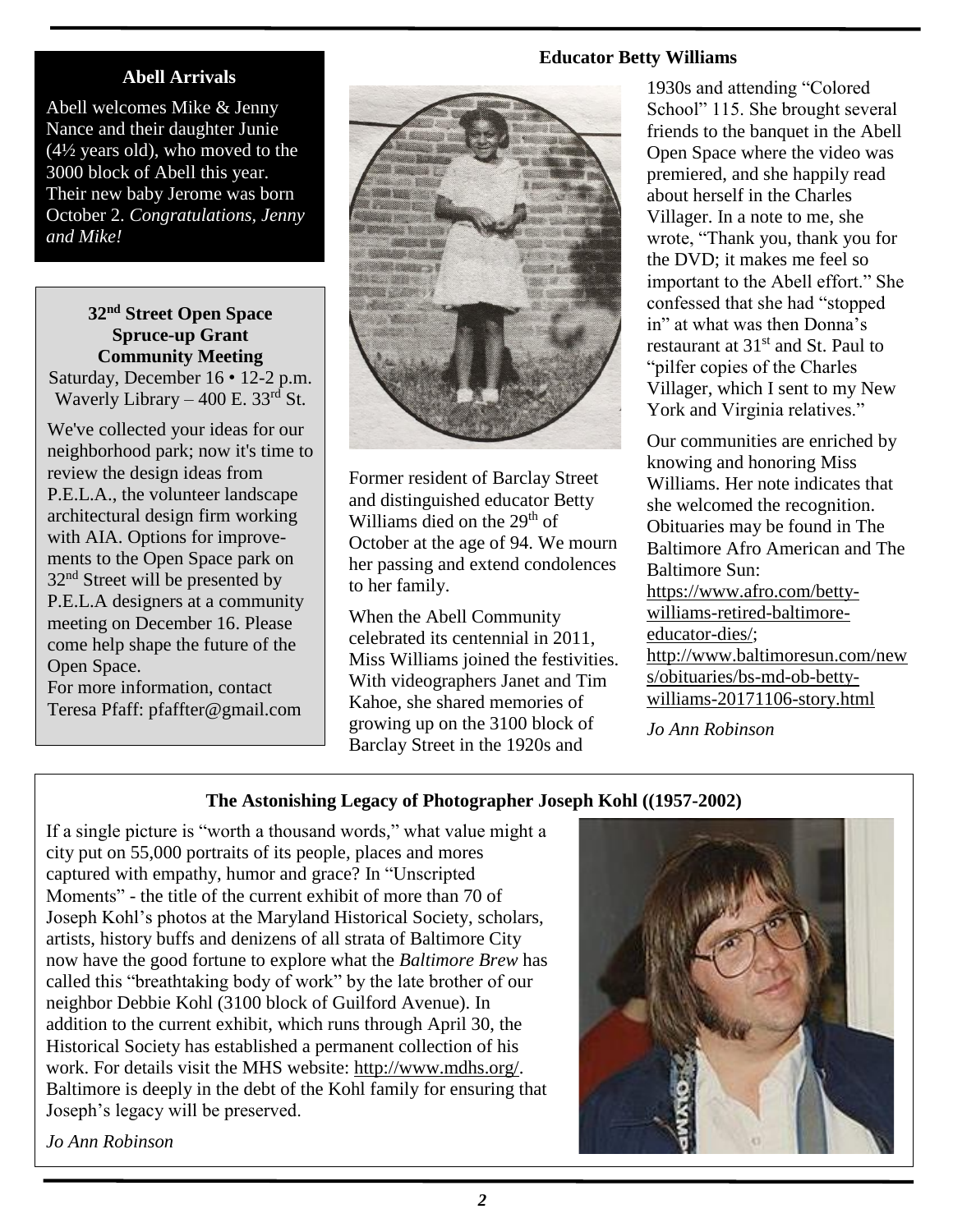### Abell Arrivals

Abell welcomes Mike & Jenny Nance and their daughter Junie (4½ years old), who moved to the 3000 block of Abell this year. Their new baby Jerome was born October 2. *Congratulations, Jenny and Mike!*

### 32nd Street Open Space Spruce-up Grant Community Meeting

Saturday, December 16 • 12-2 p.m.
Waverly Library – 400 E. 33rd St.

We've collected your ideas for our neighborhood park; now it's time to review the design ideas from P.E.L.A., the volunteer landscape architectural design firm working with AIA. Options for improvements to the Open Space park on 32nd Street will be presented by P.E.L.A designers at a community meeting on December 16. Please come help shape the future of the Open Space.

For more information, contact Teresa Pfaff: pfaffter@gmail.com

### Educator Betty Williams

Former resident of Barclay Street and distinguished educator Betty Williams died on the 29th of October at the age of 94. We mourn her passing and extend condolences to her family.

When the Abell Community celebrated its centennial in 2011, Miss Williams joined the festivities. With videographers Janet and Tim Kahoe, she shared memories of growing up on the 3100 block of Barclay Street in the 1920s and 1930s and attending "Colored School" 115. She brought several friends to the banquet in the Abell Open Space where the video was premiered, and she happily read about herself in the Charles Villager. In a note to me, she wrote, "Thank you, thank you for the DVD; it makes me feel so important to the Abell effort." She confessed that she had "stopped in" at what was then Donna's restaurant at 31st and St. Paul to "pilfer copies of the Charles Villager, which I sent to my New York and Virginia relatives."

Our communities are enriched by knowing and honoring Miss Williams. Her note indicates that she welcomed the recognition. Obituaries may be found in The Baltimore Afro American and The Baltimore Sun:
https://www.afro.com/betty-williams-retired-baltimore-educator-dies/;
http://www.baltimoresun.com/news/obituaries/bs-md-ob-betty-williams-20171106-story.html

*Jo Ann Robinson*

### The Astonishing Legacy of Photographer Joseph Kohl ((1957-2002)

If a single picture is "worth a thousand words," what value might a city put on 55,000 portraits of its people, places and mores captured with empathy, humor and grace? In "Unscripted Moments" - the title of the current exhibit of more than 70 of Joseph Kohl's photos at the Maryland Historical Society, scholars, artists, history buffs and denizens of all strata of Baltimore City now have the good fortune to explore what the *Baltimore Brew* has called this "breathtaking body of work" by the late brother of our neighbor Debbie Kohl (3100 block of Guilford Avenue). In addition to the current exhibit, which runs through April 30, the Historical Society has established a permanent collection of his work. For details visit the MHS website: http://www.mdhs.org/. Baltimore is deeply in the debt of the Kohl family for ensuring that Joseph's legacy will be preserved.

*Jo Ann Robinson*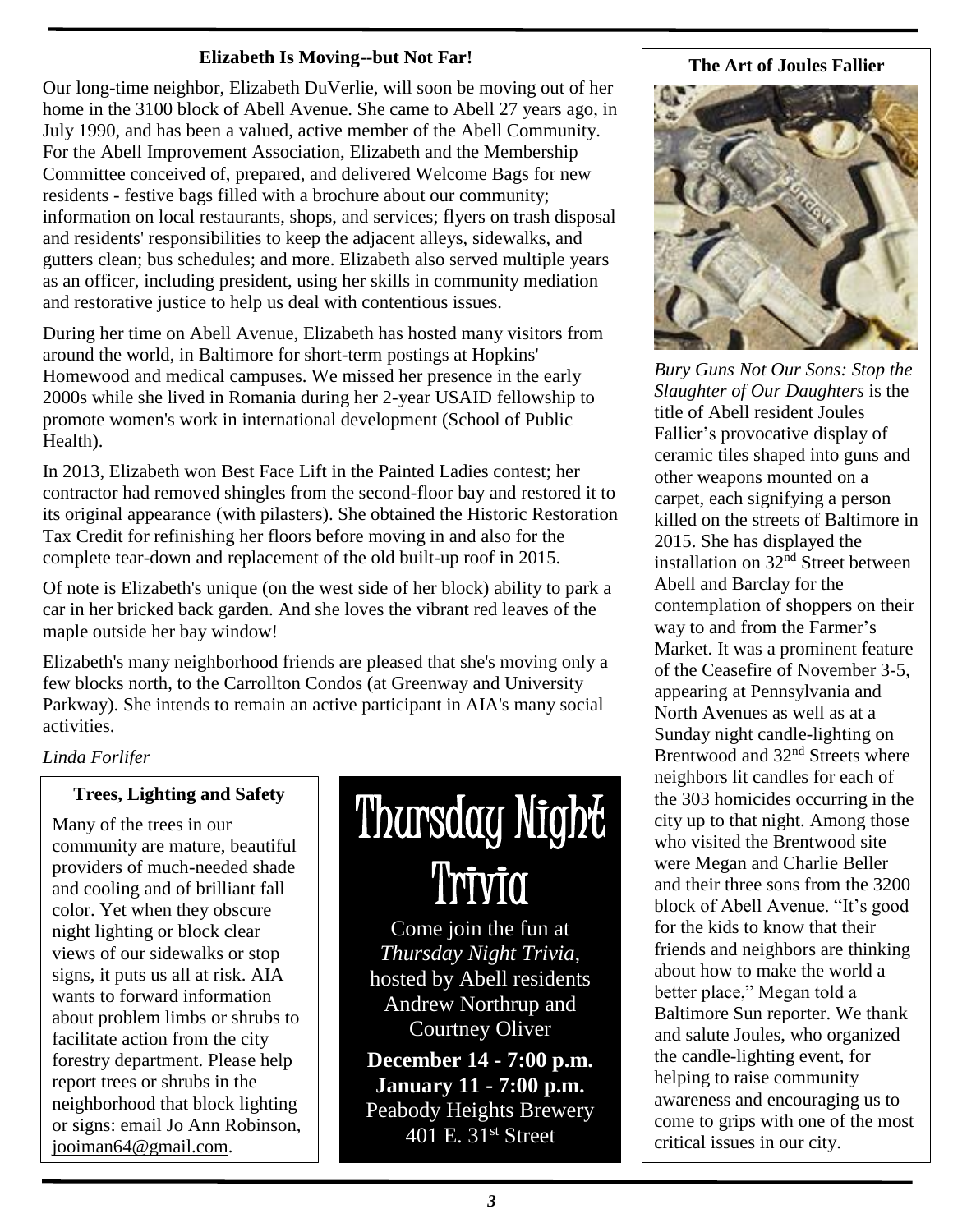## Elizabeth Is Moving--but Not Far!

Our long-time neighbor, Elizabeth DuVerlie, will soon be moving out of her home in the 3100 block of Abell Avenue. She came to Abell 27 years ago, in July 1990, and has been a valued, active member of the Abell Community. For the Abell Improvement Association, Elizabeth and the Membership Committee conceived of, prepared, and delivered Welcome Bags for new residents - festive bags filled with a brochure about our community; information on local restaurants, shops, and services; flyers on trash disposal and residents' responsibilities to keep the adjacent alleys, sidewalks, and gutters clean; bus schedules; and more. Elizabeth also served multiple years as an officer, including president, using her skills in community mediation and restorative justice to help us deal with contentious issues.

During her time on Abell Avenue, Elizabeth has hosted many visitors from around the world, in Baltimore for short-term postings at Hopkins' Homewood and medical campuses. We missed her presence in the early 2000s while she lived in Romania during her 2-year USAID fellowship to promote women's work in international development (School of Public Health).

In 2013, Elizabeth won Best Face Lift in the Painted Ladies contest; her contractor had removed shingles from the second-floor bay and restored it to its original appearance (with pilasters). She obtained the Historic Restoration Tax Credit for refinishing her floors before moving in and also for the complete tear-down and replacement of the old built-up roof in 2015.

Of note is Elizabeth's unique (on the west side of her block) ability to park a car in her bricked back garden. And she loves the vibrant red leaves of the maple outside her bay window!

Elizabeth's many neighborhood friends are pleased that she's moving only a few blocks north, to the Carrollton Condos (at Greenway and University Parkway). She intends to remain an active participant in AIA's many social activities.

*Linda Forlifer*

## Trees, Lighting and Safety

Many of the trees in our community are mature, beautiful providers of much-needed shade and cooling and of brilliant fall color. Yet when they obscure night lighting or block clear views of our sidewalks or stop signs, it puts us all at risk. AIA wants to forward information about problem limbs or shrubs to facilitate action from the city forestry department. Please help report trees or shrubs in the neighborhood that block lighting or signs: email Jo Ann Robinson, jooiman64@gmail.com.

## Thursday Night Trivia

Come join the fun at *Thursday Night Trivia,* hosted by Abell residents Andrew Northrup and Courtney Oliver

**December 14 - 7:00 p.m.**
**January 11 - 7:00 p.m.**
Peabody Heights Brewery
401 E. 31st Street

## The Art of Joules Fallier

*Bury Guns Not Our Sons: Stop the Slaughter of Our Daughters* is the title of Abell resident Joules Fallier's provocative display of ceramic tiles shaped into guns and other weapons mounted on a carpet, each signifying a person killed on the streets of Baltimore in 2015. She has displayed the installation on 32nd Street between Abell and Barclay for the contemplation of shoppers on their way to and from the Farmer's Market. It was a prominent feature of the Ceasefire of November 3-5, appearing at Pennsylvania and North Avenues as well as at a Sunday night candle-lighting on Brentwood and 32nd Streets where neighbors lit candles for each of the 303 homicides occurring in the city up to that night. Among those who visited the Brentwood site were Megan and Charlie Beller and their three sons from the 3200 block of Abell Avenue. "It's good for the kids to know that their friends and neighbors are thinking about how to make the world a better place," Megan told a Baltimore Sun reporter. We thank and salute Joules, who organized the candle-lighting event, for helping to raise community awareness and encouraging us to come to grips with one of the most critical issues in our city.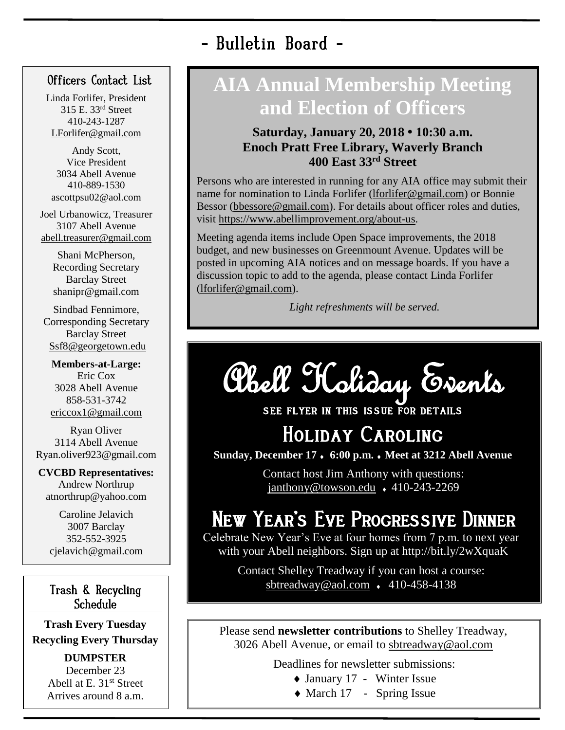# - Bulletin Board -

## Officers Contact List

Linda Forlifer, President
315 E. 33rd Street
410-243-1287
LForlifer@gmail.com

Andy Scott,
Vice President
3034 Abell Avenue
410-889-1530
ascottpsu02@aol.com

Joel Urbanowicz, Treasurer
3107 Abell Avenue
abell.treasurer@gmail.com

Shani McPherson,
Recording Secretary
Barclay Street
shanipr@gmail.com

Sindbad Fennimore,
Corresponding Secretary
Barclay Street
Ssf8@georgetown.edu

**Members-at-Large:**
Eric Cox
3028 Abell Avenue
858-531-3742
ericcox1@gmail.com

Ryan Oliver
3114 Abell Avenue
Ryan.oliver923@gmail.com

**CVCBD Representatives:**
Andrew Northrup
atnorthrup@yahoo.com

Caroline Jelavich
3007 Barclay
352-552-3925
cjelavich@gmail.com

## Trash & Recycling Schedule

**Trash Every Tuesday**
**Recycling Every Thursday**

**DUMPSTER**
December 23
Abell at E. 31st Street
Arrives around 8 a.m.

## AIA Annual Membership Meeting and Election of Officers

**Saturday, January 20, 2018 • 10:30 a.m.**
**Enoch Pratt Free Library, Waverly Branch**
**400 East 33rd Street**

Persons who are interested in running for any AIA office may submit their name for nomination to Linda Forlifer (lforlifer@gmail.com) or Bonnie Bessor (bbessore@gmail.com). For details about officer roles and duties, visit https://www.abellimprovement.org/about-us.

Meeting agenda items include Open Space improvements, the 2018 budget, and new businesses on Greenmount Avenue. Updates will be posted in upcoming AIA notices and on message boards. If you have a discussion topic to add to the agenda, please contact Linda Forlifer (lforlifer@gmail.com).

*Light refreshments will be served.*

## Abell Holiday Events

SEE FLYER IN THIS ISSUE FOR DETAILS

### Holiday Caroling

**Sunday, December 17 ♦ 6:00 p.m. ♦ Meet at 3212 Abell Avenue**

Contact host Jim Anthony with questions:
janthony@towson.edu ♦ 410-243-2269

### New Year's Eve Progressive Dinner

Celebrate New Year's Eve at four homes from 7 p.m. to next year with your Abell neighbors. Sign up at http://bit.ly/2wXquaK

Contact Shelley Treadway if you can host a course:
sbtreadway@aol.com ♦ 410-458-4138

Please send **newsletter contributions** to Shelley Treadway, 3026 Abell Avenue, or email to sbtreadway@aol.com

Deadlines for newsletter submissions:

- January 17 - Winter Issue
- March 17 - Spring Issue